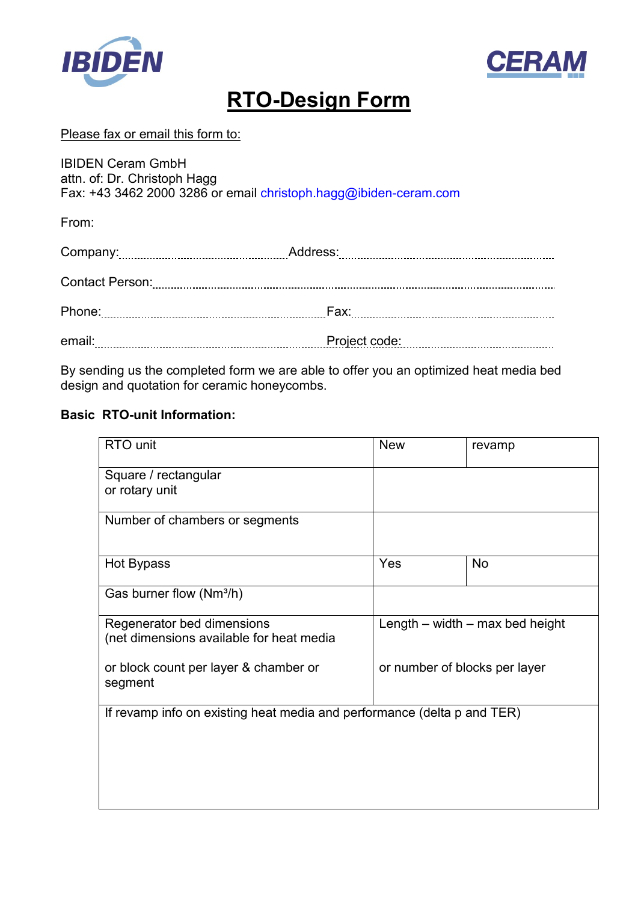IBIDEN CERAM

# RTO-Design Form

Please fax or email this form to:

IBIDEN Ceram GmbH
attn. of: Dr. Christoph Hagg
Fax: +43 3462 2000 3286 or email christoph.hagg@ibiden-ceram.com

From:

Company:........................................ Address:........................................................

Contact Person:..............................................................................................................

Phone:........................................................ Fax:........................................................

email:........................................................ Project code:..............................................

By sending us the completed form we are able to offer you an optimized heat media bed design and quotation for ceramic honeycombs.

**Basic RTO-unit Information:**

| RTO unit | New | revamp |
|---|---|---|
| Square / rectangular or rotary unit | | |
| Number of chambers or segments | | |
| Hot Bypass | Yes | No |
| Gas burner flow (Nm³/h) | | |
| Regenerator bed dimensions (net dimensions available for heat media<br><br>or block count per layer & chamber or segment | Length – width – max bed height<br><br>or number of blocks per layer | |
| If revamp info on existing heat media and performance (delta p and TER) | | |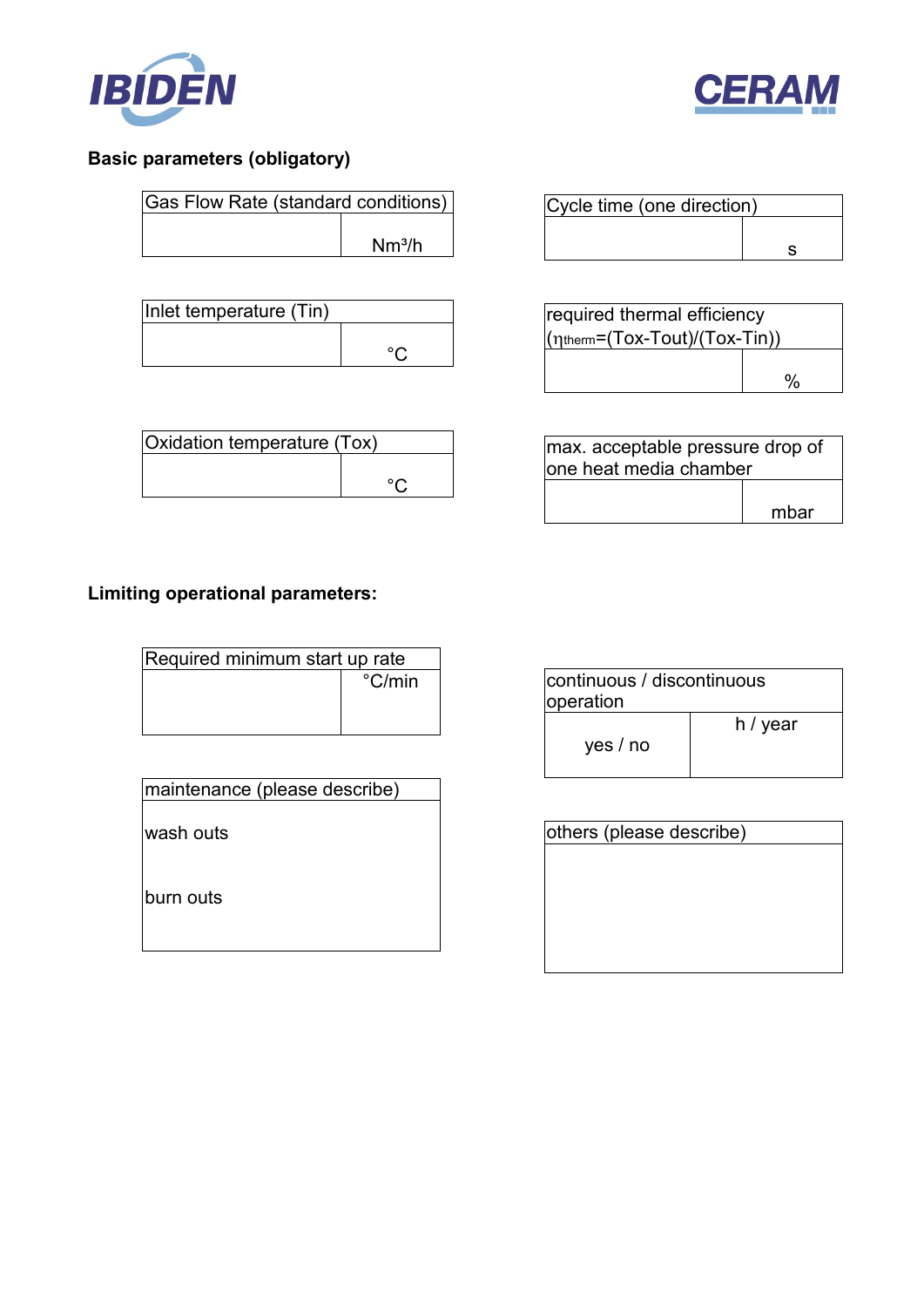IBIDEN CERAM

## Basic parameters (obligatory)

| Gas Flow Rate (standard conditions) | |
|---|---|
| | $Nm^3/h$ |

| Cycle time (one direction) | |
|---|---|
| | s |

| Inlet temperature (Tin) | |
|---|---|
| | °C |

| required thermal efficiency ($\eta_{therm}$=(Tox-Tout)/(Tox-Tin)) | |
|---|---|
| | % |

| Oxidation temperature (Tox) | |
|---|---|
| | °C |

| max. acceptable pressure drop of one heat media chamber | |
|---|---|
| | mbar |

## Limiting operational parameters:

| Required minimum start up rate | |
|---|---|
| | °C/min |

| continuous / discontinuous operation | |
|---|---|
| yes / no | h / year |

| maintenance (please describe) |
|---|
| wash outs |
| burn outs |

| others (please describe) |
|---|
| |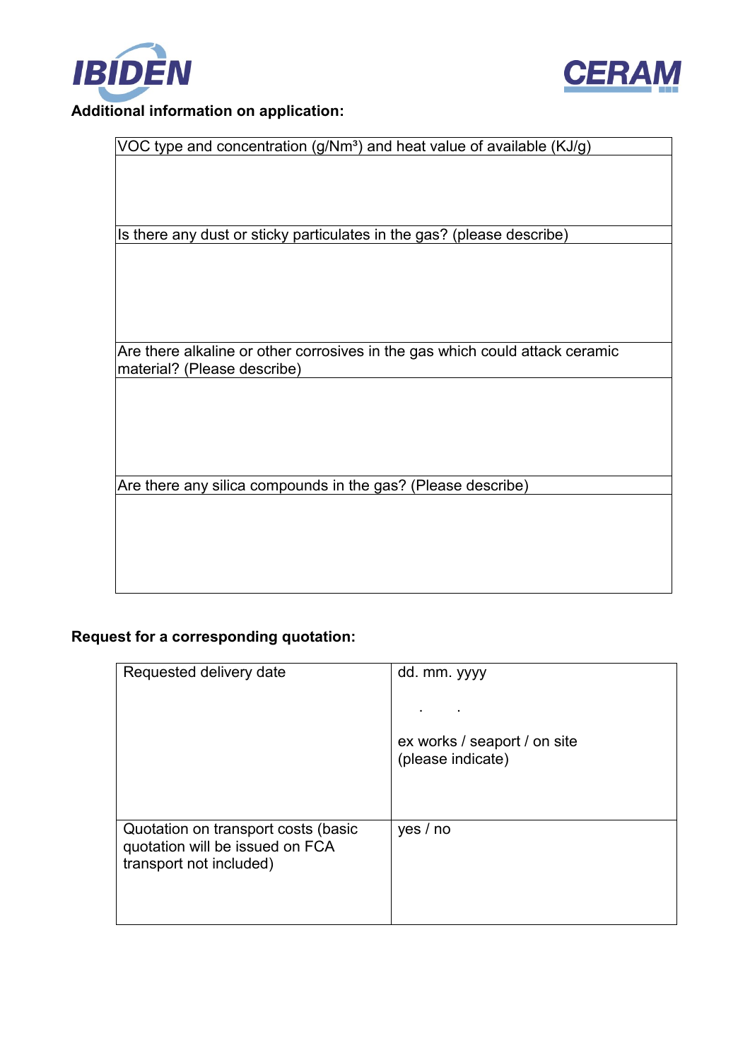IBIDEN CERAM

**Additional information on application:**

| VOC type and concentration ($g/Nm^3$) and heat value of available (KJ/g) |
|---|
| |
| Is there any dust or sticky particulates in the gas? (please describe) |
| |
| Are there alkaline or other corrosives in the gas which could attack ceramic material? (Please describe) |
| |
| Are there any silica compounds in the gas? (Please describe) |
| |

**Request for a corresponding quotation:**

| | |
|---|---|
| Requested delivery date | dd. mm. yyyy<br><br>. .<br><br>ex works / seaport / on site (please indicate) |
| Quotation on transport costs (basic quotation will be issued on FCA transport not included) | yes / no |